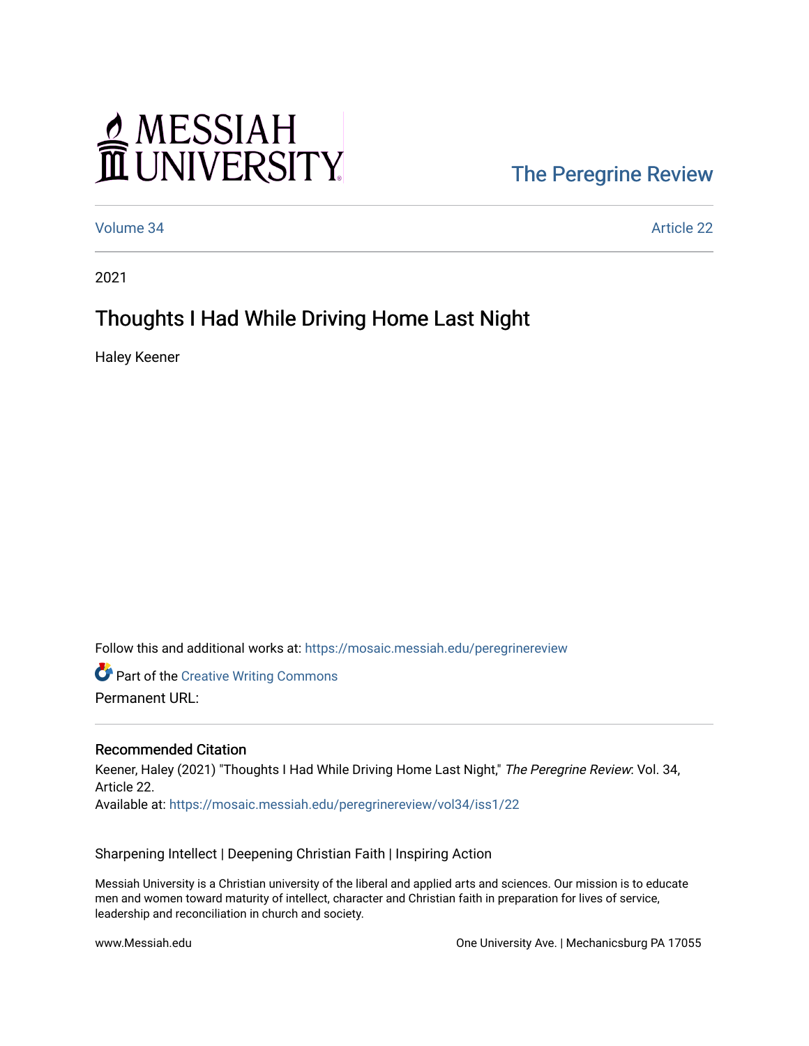MESSIAH UNIVERSITY

The Peregrine Review

Volume 34 | Article 22

2021

# Thoughts I Had While Driving Home Last Night

Haley Keener

Follow this and additional works at: https://mosaic.messiah.edu/peregrinereview

Part of the Creative Writing Commons

Permanent URL:

## Recommended Citation

Keener, Haley (2021) "Thoughts I Had While Driving Home Last Night," *The Peregrine Review*: Vol. 34, Article 22.
Available at: https://mosaic.messiah.edu/peregrinereview/vol34/iss1/22

Sharpening Intellect | Deepening Christian Faith | Inspiring Action

Messiah University is a Christian university of the liberal and applied arts and sciences. Our mission is to educate men and women toward maturity of intellect, character and Christian faith in preparation for lives of service, leadership and reconciliation in church and society.

www.Messiah.edu

One University Ave. | Mechanicsburg PA 17055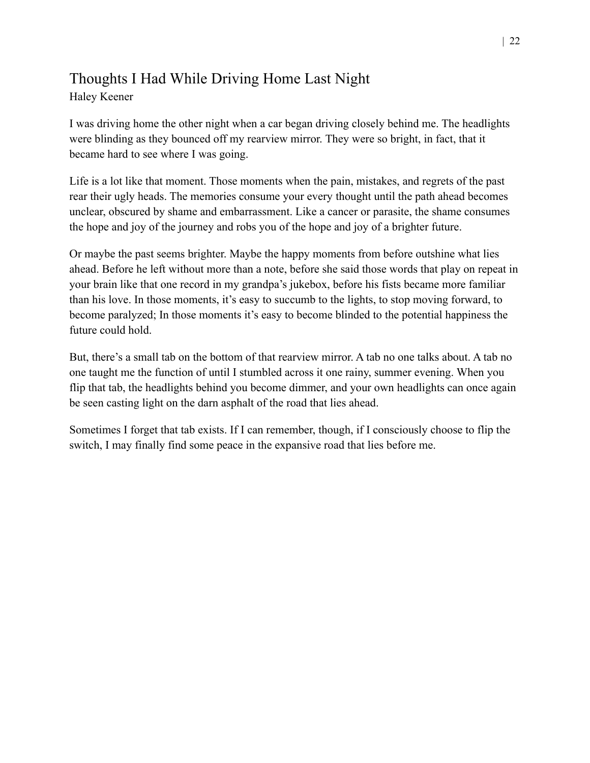# Thoughts I Had While Driving Home Last Night

Haley Keener

I was driving home the other night when a car began driving closely behind me. The headlights were blinding as they bounced off my rearview mirror. They were so bright, in fact, that it became hard to see where I was going.

Life is a lot like that moment. Those moments when the pain, mistakes, and regrets of the past rear their ugly heads. The memories consume your every thought until the path ahead becomes unclear, obscured by shame and embarrassment. Like a cancer or parasite, the shame consumes the hope and joy of the journey and robs you of the hope and joy of a brighter future.

Or maybe the past seems brighter. Maybe the happy moments from before outshine what lies ahead. Before he left without more than a note, before she said those words that play on repeat in your brain like that one record in my grandpa's jukebox, before his fists became more familiar than his love. In those moments, it's easy to succumb to the lights, to stop moving forward, to become paralyzed; In those moments it's easy to become blinded to the potential happiness the future could hold.

But, there's a small tab on the bottom of that rearview mirror. A tab no one talks about. A tab no one taught me the function of until I stumbled across it one rainy, summer evening. When you flip that tab, the headlights behind you become dimmer, and your own headlights can once again be seen casting light on the darn asphalt of the road that lies ahead.

Sometimes I forget that tab exists. If I can remember, though, if I consciously choose to flip the switch, I may finally find some peace in the expansive road that lies before me.